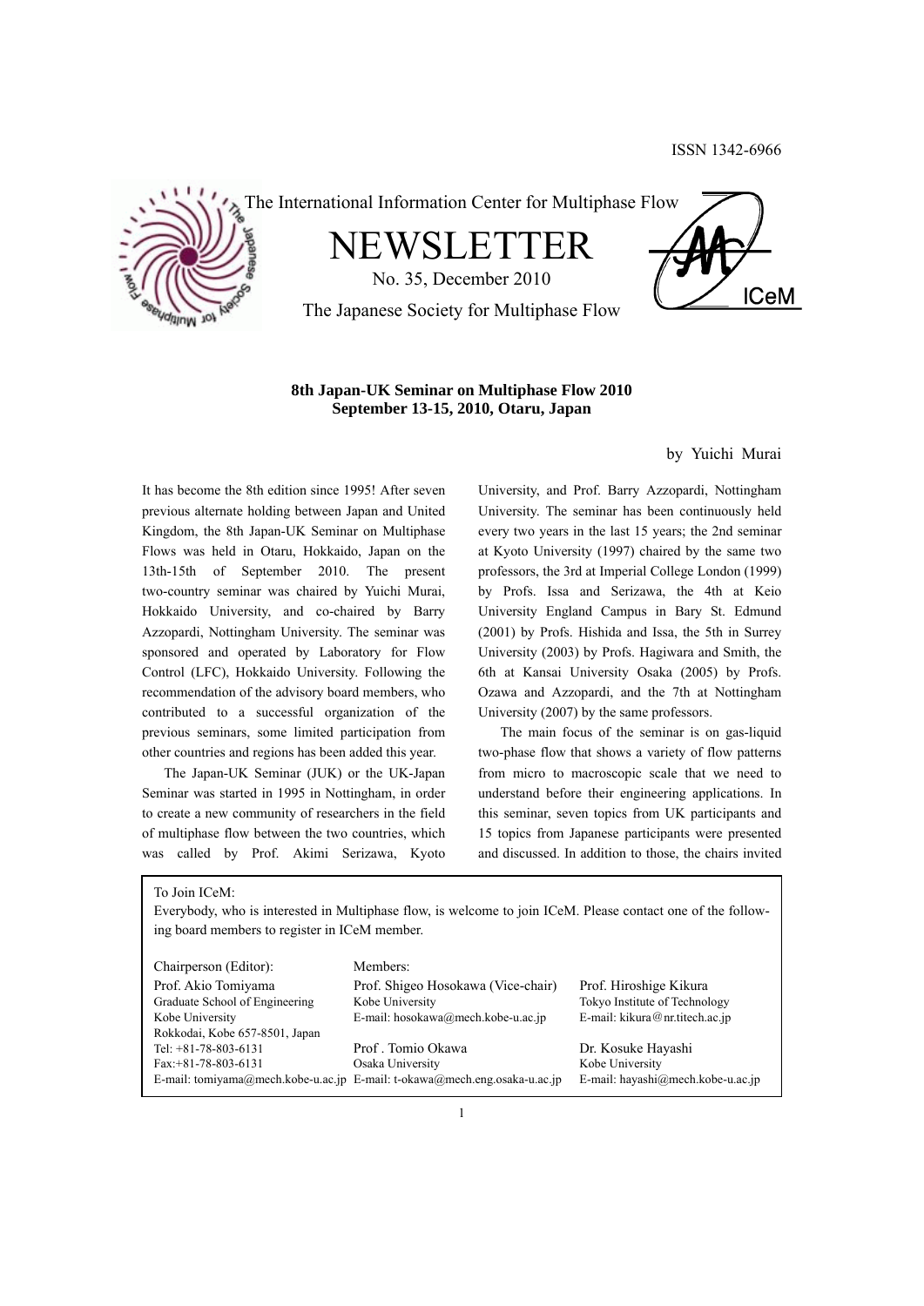ISSN 1342-6966

The International Information Center for Multiphase Flow

# NEWSLETTER

No. 35, December 2010

The Japanese Society for Multiphase Flow

## 8th Japan-UK Seminar on Multiphase Flow 2010
## September 13-15, 2010, Otaru, Japan

by Yuichi Murai

It has become the 8th edition since 1995! After seven previous alternate holding between Japan and United Kingdom, the 8th Japan-UK Seminar on Multiphase Flows was held in Otaru, Hokkaido, Japan on the 13th-15th of September 2010. The present two-country seminar was chaired by Yuichi Murai, Hokkaido University, and co-chaired by Barry Azzopardi, Nottingham University. The seminar was sponsored and operated by Laboratory for Flow Control (LFC), Hokkaido University. Following the recommendation of the advisory board members, who contributed to a successful organization of the previous seminars, some limited participation from other countries and regions has been added this year.

The Japan-UK Seminar (JUK) or the UK-Japan Seminar was started in 1995 in Nottingham, in order to create a new community of researchers in the field of multiphase flow between the two countries, which was called by Prof. Akimi Serizawa, Kyoto University, and Prof. Barry Azzopardi, Nottingham University. The seminar has been continuously held every two years in the last 15 years; the 2nd seminar at Kyoto University (1997) chaired by the same two professors, the 3rd at Imperial College London (1999) by Profs. Issa and Serizawa, the 4th at Keio University England Campus in Bary St. Edmund (2001) by Profs. Hishida and Issa, the 5th in Surrey University (2003) by Profs. Hagiwara and Smith, the 6th at Kansai University Osaka (2005) by Profs. Ozawa and Azzopardi, and the 7th at Nottingham University (2007) by the same professors.

The main focus of the seminar is on gas-liquid two-phase flow that shows a variety of flow patterns from micro to macroscopic scale that we need to understand before their engineering applications. In this seminar, seven topics from UK participants and 15 topics from Japanese participants were presented and discussed. In addition to those, the chairs invited

---

To Join ICeM:

Everybody, who is interested in Multiphase flow, is welcome to join ICeM. Please contact one of the following board members to register in ICeM member.

| Chairperson (Editor): | Members: | |
|---|---|---|
| Prof. Akio Tomiyama | Prof. Shigeo Hosokawa (Vice-chair) | Prof. Hiroshige Kikura |
| Graduate School of Engineering | Kobe University | Tokyo Institute of Technology |
| Kobe University | E-mail: hosokawa@mech.kobe-u.ac.jp | E-mail: kikura@nr.titech.ac.jp |
| Rokkodai, Kobe 657-8501, Japan | | |
| Tel: +81-78-803-6131 | Prof . Tomio Okawa | Dr. Kosuke Hayashi |
| Fax:+81-78-803-6131 | Osaka University | Kobe University |
| E-mail: tomiyama@mech.kobe-u.ac.jp | E-mail: t-okawa@mech.eng.osaka-u.ac.jp | E-mail: hayashi@mech.kobe-u.ac.jp |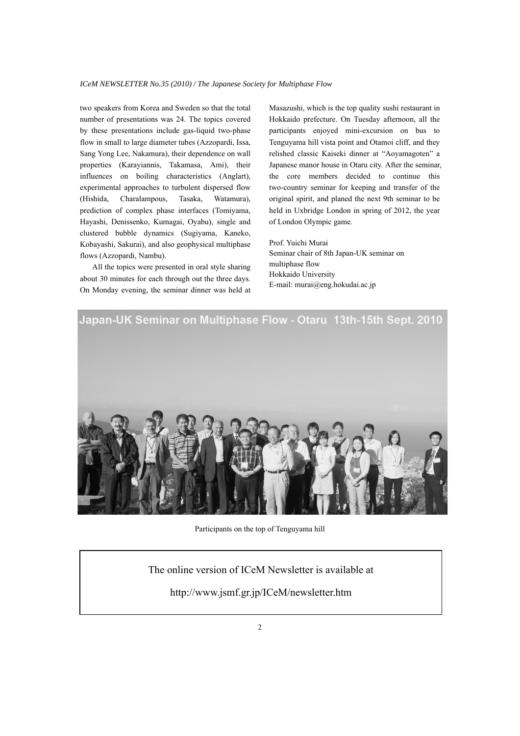two speakers from Korea and Sweden so that the total number of presentations was 24. The topics covered by these presentations include gas-liquid two-phase flow in small to large diameter tubes (Azzopardi, Issa, Sang Yong Lee, Nakamura), their dependence on wall properties (Karayiannis, Takamasa, Ami), their influences on boiling characteristics (Anglart), experimental approaches to turbulent dispersed flow (Hishida, Charalampous, Tasaka, Watamura), prediction of complex phase interfaces (Tomiyama, Hayashi, Denissenko, Kumagai, Oyabu), single and clustered bubble dynamics (Sugiyama, Kaneko, Kobayashi, Sakurai), and also geophysical multiphase flows (Azzopardi, Nambu).

All the topics were presented in oral style sharing about 30 minutes for each through out the three days. On Monday evening, the seminar dinner was held at Masazushi, which is the top quality sushi restaurant in Hokkaido prefecture. On Tuesday afternoon, all the participants enjoyed mini-excursion on bus to Tenguyama hill vista point and Otamoi cliff, and they relished classic Kaiseki dinner at "Aoyamagoten" a Japanese manor house in Otaru city. After the seminar, the core members decided to continue this two-country seminar for keeping and transfer of the original spirit, and planed the next 9th seminar to be held in Uxbridge London in spring of 2012, the year of London Olympic game.

Prof. Yuichi Murai
Seminar chair of 8th Japan-UK seminar on multiphase flow
Hokkaido University
E-mail: murai@eng.hokudai.ac.jp

Japan-UK Seminar on Multiphase Flow - Otaru 13th-15th Sept. 2010

Participants on the top of Tenguyama hill

The online version of ICeM Newsletter is available at

http://www.jsmf.gr.jp/ICeM/newsletter.htm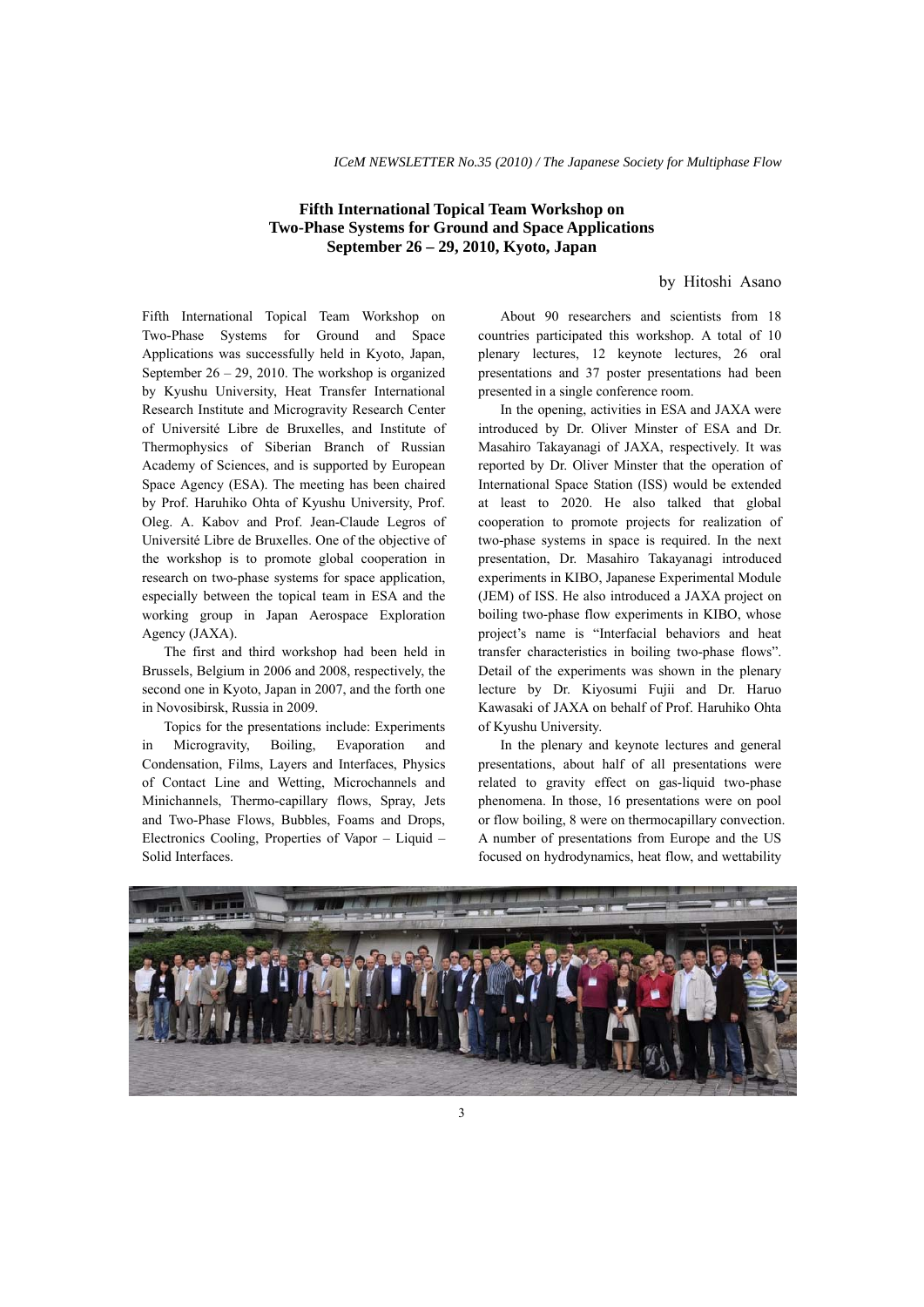## Fifth International Topical Team Workshop on Two-Phase Systems for Ground and Space Applications September 26 – 29, 2010, Kyoto, Japan

by Hitoshi Asano

Fifth International Topical Team Workshop on Two-Phase Systems for Ground and Space Applications was successfully held in Kyoto, Japan, September 26 – 29, 2010. The workshop is organized by Kyushu University, Heat Transfer International Research Institute and Microgravity Research Center of Université Libre de Bruxelles, and Institute of Thermophysics of Siberian Branch of Russian Academy of Sciences, and is supported by European Space Agency (ESA). The meeting has been chaired by Prof. Haruhiko Ohta of Kyushu University, Prof. Oleg. A. Kabov and Prof. Jean-Claude Legros of Université Libre de Bruxelles. One of the objective of the workshop is to promote global cooperation in research on two-phase systems for space application, especially between the topical team in ESA and the working group in Japan Aerospace Exploration Agency (JAXA).

The first and third workshop had been held in Brussels, Belgium in 2006 and 2008, respectively, the second one in Kyoto, Japan in 2007, and the forth one in Novosibirsk, Russia in 2009.

Topics for the presentations include: Experiments in Microgravity, Boiling, Evaporation and Condensation, Films, Layers and Interfaces, Physics of Contact Line and Wetting, Microchannels and Minichannels, Thermo-capillary flows, Spray, Jets and Two-Phase Flows, Bubbles, Foams and Drops, Electronics Cooling, Properties of Vapor – Liquid – Solid Interfaces.

About 90 researchers and scientists from 18 countries participated this workshop. A total of 10 plenary lectures, 12 keynote lectures, 26 oral presentations and 37 poster presentations had been presented in a single conference room.

In the opening, activities in ESA and JAXA were introduced by Dr. Oliver Minster of ESA and Dr. Masahiro Takayanagi of JAXA, respectively. It was reported by Dr. Oliver Minster that the operation of International Space Station (ISS) would be extended at least to 2020. He also talked that global cooperation to promote projects for realization of two-phase systems in space is required. In the next presentation, Dr. Masahiro Takayanagi introduced experiments in KIBO, Japanese Experimental Module (JEM) of ISS. He also introduced a JAXA project on boiling two-phase flow experiments in KIBO, whose project's name is "Interfacial behaviors and heat transfer characteristics in boiling two-phase flows". Detail of the experiments was shown in the plenary lecture by Dr. Kiyosumi Fujii and Dr. Haruo Kawasaki of JAXA on behalf of Prof. Haruhiko Ohta of Kyushu University.

In the plenary and keynote lectures and general presentations, about half of all presentations were related to gravity effect on gas-liquid two-phase phenomena. In those, 16 presentations were on pool or flow boiling, 8 were on thermocapillary convection. A number of presentations from Europe and the US focused on hydrodynamics, heat flow, and wettability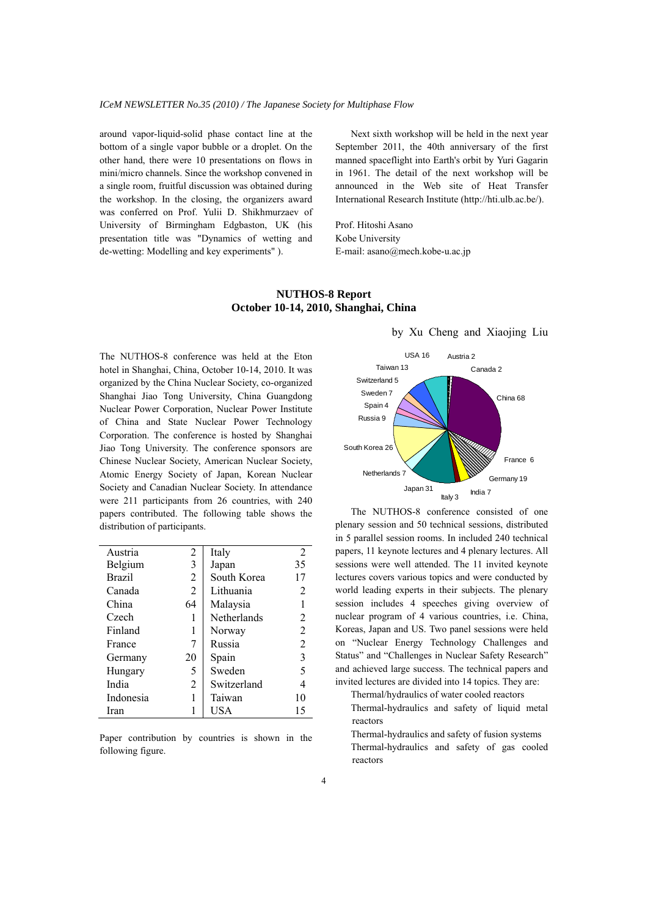around vapor-liquid-solid phase contact line at the bottom of a single vapor bubble or a droplet. On the other hand, there were 10 presentations on flows in mini/micro channels. Since the workshop convened in a single room, fruitful discussion was obtained during the workshop. In the closing, the organizers award was conferred on Prof. Yulii D. Shikhmurzaev of University of Birmingham Edgbaston, UK (his presentation title was "Dynamics of wetting and de-wetting: Modelling and key experiments" ).

Next sixth workshop will be held in the next year September 2011, the 40th anniversary of the first manned spaceflight into Earth's orbit by Yuri Gagarin in 1961. The detail of the next workshop will be announced in the Web site of Heat Transfer International Research Institute (http://hti.ulb.ac.be/).

Prof. Hitoshi Asano
Kobe University
E-mail: asano@mech.kobe-u.ac.jp

## NUTHOS-8 Report
## October 10-14, 2010, Shanghai, China

by Xu Cheng and Xiaojing Liu

The NUTHOS-8 conference was held at the Eton hotel in Shanghai, China, October 10-14, 2010. It was organized by the China Nuclear Society, co-organized Shanghai Jiao Tong University, China Guangdong Nuclear Power Corporation, Nuclear Power Institute of China and State Nuclear Power Technology Corporation. The conference is hosted by Shanghai Jiao Tong University. The conference sponsors are Chinese Nuclear Society, American Nuclear Society, Atomic Energy Society of Japan, Korean Nuclear Society and Canadian Nuclear Society. In attendance were 211 participants from 26 countries, with 240 papers contributed. The following table shows the distribution of participants.

| | | | |
|---|---|---|---|
| Austria | 2 | Italy | 2 |
| Belgium | 3 | Japan | 35 |
| Brazil | 2 | South Korea | 17 |
| Canada | 2 | Lithuania | 2 |
| China | 64 | Malaysia | 1 |
| Czech | 1 | Netherlands | 2 |
| Finland | 1 | Norway | 2 |
| France | 7 | Russia | 2 |
| Germany | 20 | Spain | 3 |
| Hungary | 5 | Sweden | 5 |
| India | 2 | Switzerland | 4 |
| Indonesia | 1 | Taiwan | 10 |
| Iran | 1 | USA | 15 |

Paper contribution by countries is shown in the following figure.

USA 16, Austria 2, Canada 2, China 68, France 6, Germany 19, India 7, Italy 3, Japan 31, Netherlands 7, South Korea 26, Russia 9, Spain 4, Sweden 7, Switzerland 5, Taiwan 13

The NUTHOS-8 conference consisted of one plenary session and 50 technical sessions, distributed in 5 parallel session rooms. In included 240 technical papers, 11 keynote lectures and 4 plenary lectures. All sessions were well attended. The 11 invited keynote lectures covers various topics and were conducted by world leading experts in their subjects. The plenary session includes 4 speeches giving overview of nuclear program of 4 various countries, i.e. China, Koreas, Japan and US. Two panel sessions were held on "Nuclear Energy Technology Challenges and Status" and "Challenges in Nuclear Safety Research" and achieved large success. The technical papers and invited lectures are divided into 14 topics. They are:

- Thermal/hydraulics of water cooled reactors
- Thermal-hydraulics and safety of liquid metal reactors
- Thermal-hydraulics and safety of fusion systems
- Thermal-hydraulics and safety of gas cooled reactors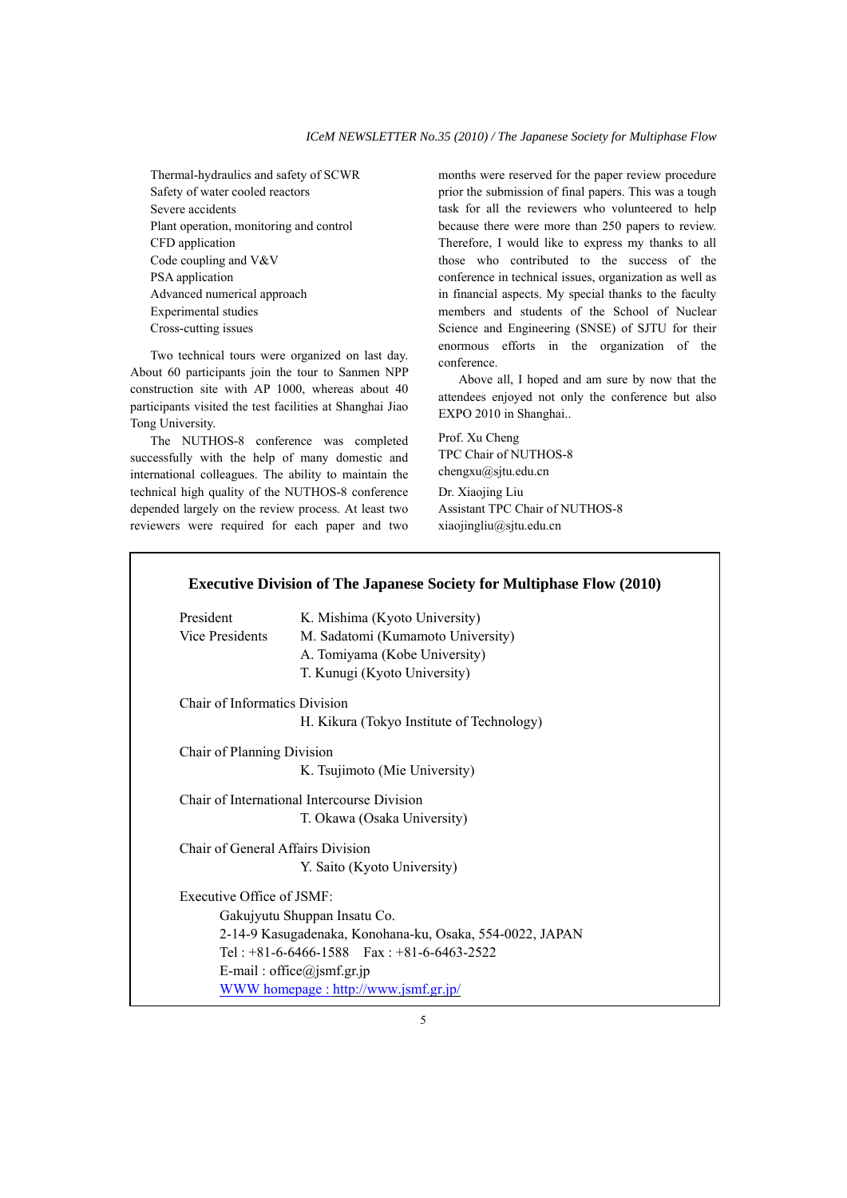Thermal-hydraulics and safety of SCWR
Safety of water cooled reactors
Severe accidents
Plant operation, monitoring and control
CFD application
Code coupling and V&V
PSA application
Advanced numerical approach
Experimental studies
Cross-cutting issues

Two technical tours were organized on last day. About 60 participants join the tour to Sanmen NPP construction site with AP 1000, whereas about 40 participants visited the test facilities at Shanghai Jiao Tong University.

The NUTHOS-8 conference was completed successfully with the help of many domestic and international colleagues. The ability to maintain the technical high quality of the NUTHOS-8 conference depended largely on the review process. At least two reviewers were required for each paper and two months were reserved for the paper review procedure prior the submission of final papers. This was a tough task for all the reviewers who volunteered to help because there were more than 250 papers to review. Therefore, I would like to express my thanks to all those who contributed to the success of the conference in technical issues, organization as well as in financial aspects. My special thanks to the faculty members and students of the School of Nuclear Science and Engineering (SNSE) of SJTU for their enormous efforts in the organization of the conference.

Above all, I hoped and am sure by now that the attendees enjoyed not only the conference but also EXPO 2010 in Shanghai..

Prof. Xu Cheng
TPC Chair of NUTHOS-8
chengxu@sjtu.edu.cn

Dr. Xiaojing Liu
Assistant TPC Chair of NUTHOS-8
xiaojingliu@sjtu.edu.cn

## Executive Division of The Japanese Society for Multiphase Flow (2010)

President: K. Mishima (Kyoto University)

Vice Presidents: M. Sadatomi (Kumamoto University)
A. Tomiyama (Kobe University)
T. Kunugi (Kyoto University)

Chair of Informatics Division
H. Kikura (Tokyo Institute of Technology)

Chair of Planning Division
K. Tsujimoto (Mie University)

Chair of International Intercourse Division
T. Okawa (Osaka University)

Chair of General Affairs Division
Y. Saito (Kyoto University)

Executive Office of JSMF:
Gakujyutu Shuppan Insatu Co.
2-14-9 Kasugadenaka, Konohana-ku, Osaka, 554-0022, JAPAN
Tel : +81-6-6466-1588 Fax : +81-6-6463-2522
E-mail : office@jsmf.gr.jp
WWW homepage : http://www.jsmf.gr.jp/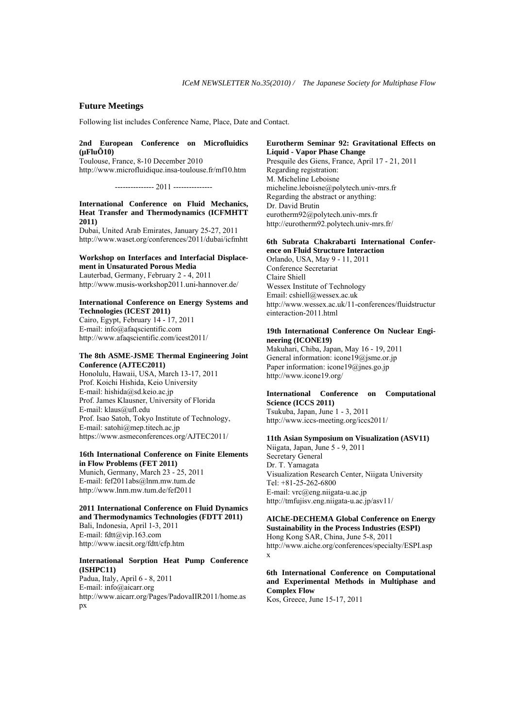## Future Meetings

Following list includes Conference Name, Place, Date and Contact.

**2nd European Conference on Microfluidics (µFluÕ10)**
Toulouse, France, 8-10 December 2010
http://www.microfluidique.insa-toulouse.fr/mf10.htm

--------------- 2011 ---------------

**International Conference on Fluid Mechanics, Heat Transfer and Thermodynamics (ICFMHTT 2011)**
Dubai, United Arab Emirates, January 25-27, 2011
http://www.waset.org/conferences/2011/dubai/icfmhtt

**Workshop on Interfaces and Interfacial Displacement in Unsaturated Porous Media**
Lauterbad, Germany, February 2 - 4, 2011
http://www.musis-workshop2011.uni-hannover.de/

**International Conference on Energy Systems and Technologies (ICEST 2011)**
Cairo, Egypt, February 14 - 17, 2011
E-mail: info@afaqscientific.com
http://www.afaqscientific.com/icest2011/

**The 8th ASME-JSME Thermal Engineering Joint Conference (AJTEC2011)**
Honolulu, Hawaii, USA, March 13-17, 2011
Prof. Koichi Hishida, Keio University
E-mail: hishida@sd.keio.ac.jp
Prof. James Klausner, University of Florida
E-mail: klaus@ufl.edu
Prof. Isao Satoh, Tokyo Institute of Technology,
E-mail: satohi@mep.titech.ac.jp
https://www.asmeconferences.org/AJTEC2011/

**16th International Conference on Finite Elements in Flow Problems (FET 2011)**
Munich, Germany, March 23 - 25, 2011
E-mail: fef2011abs@lnm.mw.tum.de
http://www.lnm.mw.tum.de/fef2011

**2011 International Conference on Fluid Dynamics and Thermodynamics Technologies (FDTT 2011)**
Bali, Indonesia, April 1-3, 2011
E-mail: fdtt@vip.163.com
http://www.iacsit.org/fdtt/cfp.htm

**International Sorption Heat Pump Conference (ISHPC11)**
Padua, Italy, April 6 - 8, 2011
E-mail: info@aicarr.org
http://www.aicarr.org/Pages/PadovaIIR2011/home.aspx

**Eurotherm Seminar 92: Gravitational Effects on Liquid - Vapor Phase Change**
Presquile des Giens, France, April 17 - 21, 2011
Regarding registration:
M. Micheline Leboisne
micheline.leboisne@polytech.univ-mrs.fr
Regarding the abstract or anything:
Dr. David Brutin
eurotherm92@polytech.univ-mrs.fr
http://eurotherm92.polytech.univ-mrs.fr/

**6th Subrata Chakrabarti International Conference on Fluid Structure Interaction**
Orlando, USA, May 9 - 11, 2011
Conference Secretariat
Claire Shiell
Wessex Institute of Technology
Email: cshiell@wessex.ac.uk
http://www.wessex.ac.uk/11-conferences/fluidstructureinteraction-2011.html

**19th International Conference On Nuclear Engineering (ICONE19)**
Makuhari, Chiba, Japan, May 16 - 19, 2011
General information: icone19@jsme.or.jp
Paper information: icone19@jnes.go.jp
http://www.icone19.org/

**International Conference on Computational Science (ICCS 2011)**
Tsukuba, Japan, June 1 - 3, 2011
http://www.iccs-meeting.org/iccs2011/

**11th Asian Symposium on Visualization (ASV11)**
Niigata, Japan, June 5 - 9, 2011
Secretary General
Dr. T. Yamagata
Visualization Research Center, Niigata University
Tel: +81-25-262-6800
E-mail: vrc@eng.niigata-u.ac.jp
http://tmfujisv.eng.niigata-u.ac.jp/asv11/

**AIChE-DECHEMA Global Conference on Energy Sustainability in the Process Industries (ESPI)**
Hong Kong SAR, China, June 5-8, 2011
http://www.aiche.org/conferences/specialty/ESPI.aspx

**6th International Conference on Computational and Experimental Methods in Multiphase and Complex Flow**
Kos, Greece, June 15-17, 2011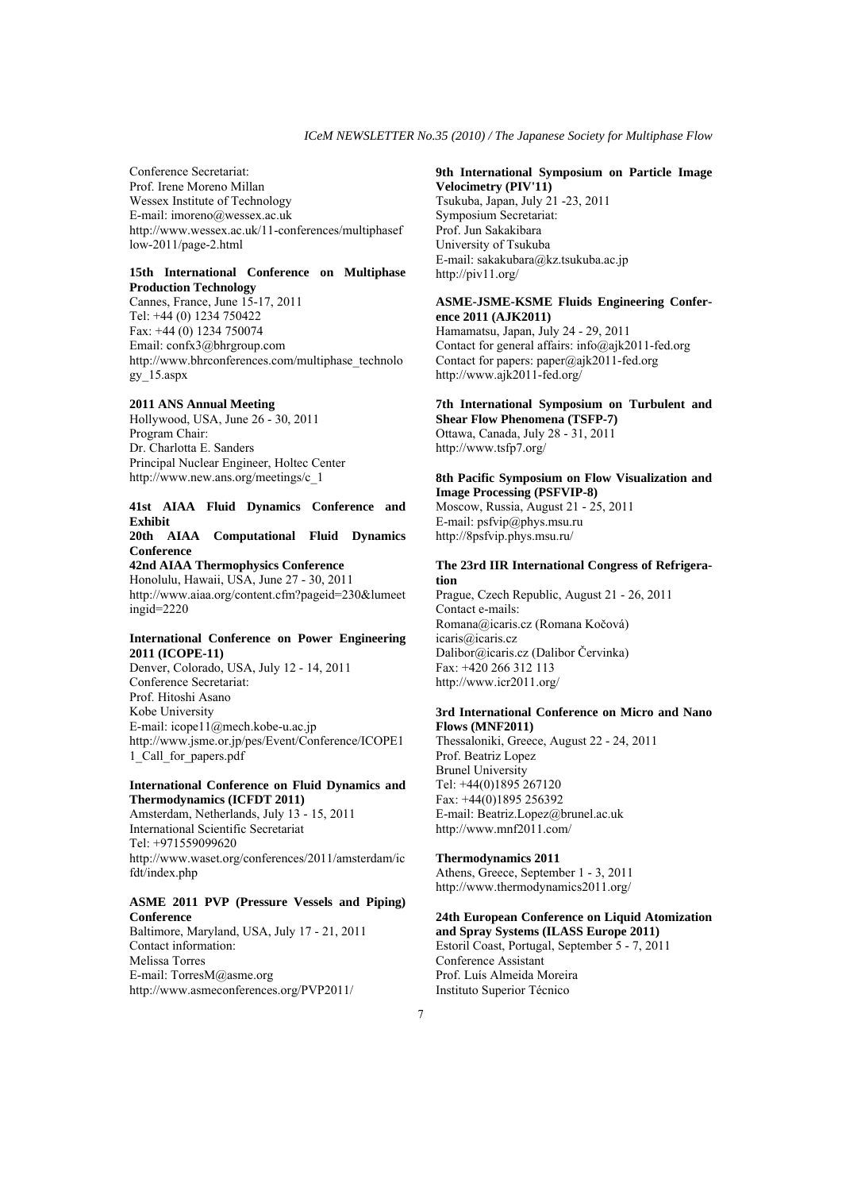Conference Secretariat:
Prof. Irene Moreno Millan
Wessex Institute of Technology
E-mail: imoreno@wessex.ac.uk
http://www.wessex.ac.uk/11-conferences/multiphaseflow-2011/page-2.html

**15th International Conference on Multiphase Production Technology**
Cannes, France, June 15-17, 2011
Tel: +44 (0) 1234 750422
Fax: +44 (0) 1234 750074
Email: confx3@bhrgroup.com
http://www.bhrconferences.com/multiphase_technology_15.aspx

**2011 ANS Annual Meeting**
Hollywood, USA, June 26 - 30, 2011
Program Chair:
Dr. Charlotta E. Sanders
Principal Nuclear Engineer, Holtec Center
http://www.new.ans.org/meetings/c_1

**41st AIAA Fluid Dynamics Conference and Exhibit**
**20th AIAA Computational Fluid Dynamics Conference**
**42nd AIAA Thermophysics Conference**
Honolulu, Hawaii, USA, June 27 - 30, 2011
http://www.aiaa.org/content.cfm?pageid=230&lumeetingid=2220

**International Conference on Power Engineering 2011 (ICOPE-11)**
Denver, Colorado, USA, July 12 - 14, 2011
Conference Secretariat:
Prof. Hitoshi Asano
Kobe University
E-mail: icope11@mech.kobe-u.ac.jp
http://www.jsme.or.jp/pes/Event/Conference/ICOPE11_Call_for_papers.pdf

**International Conference on Fluid Dynamics and Thermodynamics (ICFDT 2011)**
Amsterdam, Netherlands, July 13 - 15, 2011
International Scientific Secretariat
Tel: +971559099620
http://www.waset.org/conferences/2011/amsterdam/icfdt/index.php

**ASME 2011 PVP (Pressure Vessels and Piping) Conference**
Baltimore, Maryland, USA, July 17 - 21, 2011
Contact information:
Melissa Torres
E-mail: TorresM@asme.org
http://www.asmeconferences.org/PVP2011/

**9th International Symposium on Particle Image Velocimetry (PIV'11)**
Tsukuba, Japan, July 21 -23, 2011
Symposium Secretariat:
Prof. Jun Sakakibara
University of Tsukuba
E-mail: sakakubara@kz.tsukuba.ac.jp
http://piv11.org/

**ASME-JSME-KSME Fluids Engineering Conference 2011 (AJK2011)**
Hamamatsu, Japan, July 24 - 29, 2011
Contact for general affairs: info@ajk2011-fed.org
Contact for papers: paper@ajk2011-fed.org
http://www.ajk2011-fed.org/

**7th International Symposium on Turbulent and Shear Flow Phenomena (TSFP-7)**
Ottawa, Canada, July 28 - 31, 2011
http://www.tsfp7.org/

**8th Pacific Symposium on Flow Visualization and Image Processing (PSFVIP-8)**
Moscow, Russia, August 21 - 25, 2011
E-mail: psfvip@phys.msu.ru
http://8psfvip.phys.msu.ru/

**The 23rd IIR International Congress of Refrigeration**
Prague, Czech Republic, August 21 - 26, 2011
Contact e-mails:
Romana@icaris.cz (Romana Kočová)
icaris@icaris.cz
Dalibor@icaris.cz (Dalibor Červinka)
Fax: +420 266 312 113
http://www.icr2011.org/

**3rd International Conference on Micro and Nano Flows (MNF2011)**
Thessaloniki, Greece, August 22 - 24, 2011
Prof. Beatriz Lopez
Brunel University
Tel: +44(0)1895 267120
Fax: +44(0)1895 256392
E-mail: Beatriz.Lopez@brunel.ac.uk
http://www.mnf2011.com/

**Thermodynamics 2011**
Athens, Greece, September 1 - 3, 2011
http://www.thermodynamics2011.org/

**24th European Conference on Liquid Atomization and Spray Systems (ILASS Europe 2011)**
Estoril Coast, Portugal, September 5 - 7, 2011
Conference Assistant
Prof. Luís Almeida Moreira
Instituto Superior Técnico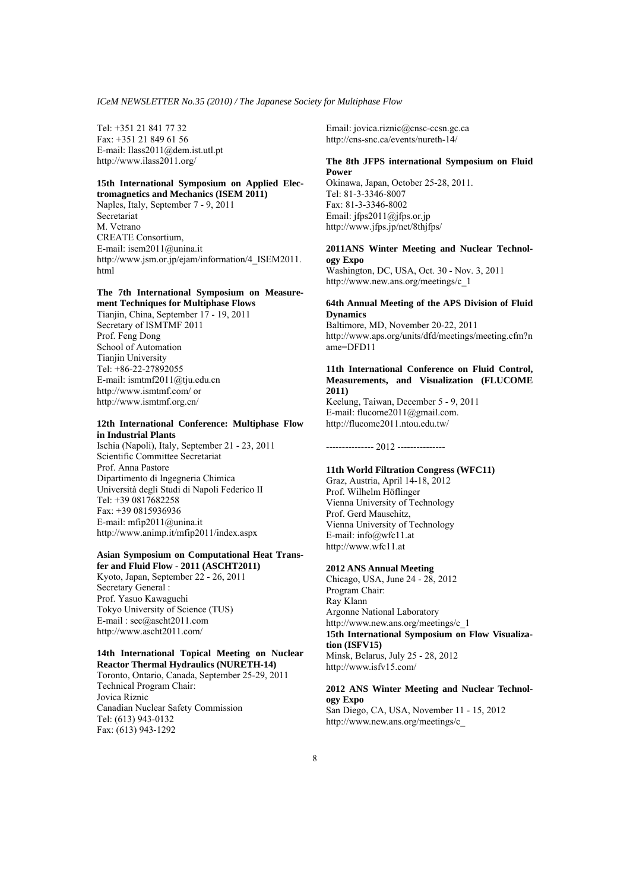Tel: +351 21 841 77 32
Fax: +351 21 849 61 56
E-mail: Ilass2011@dem.ist.utl.pt
http://www.ilass2011.org/

**15th International Symposium on Applied Electromagnetics and Mechanics (ISEM 2011)**
Naples, Italy, September 7 - 9, 2011
Secretariat
M. Vetrano
CREATE Consortium,
E-mail: isem2011@unina.it
http://www.jsm.or.jp/ejam/information/4_ISEM2011.html

**The 7th International Symposium on Measurement Techniques for Multiphase Flows**
Tianjin, China, September 17 - 19, 2011
Secretary of ISMTMF 2011
Prof. Feng Dong
School of Automation
Tianjin University
Tel: +86-22-27892055
E-mail: ismtmf2011@tju.edu.cn
http://www.ismtmf.com/ or
http://www.ismtmf.org.cn/

**12th International Conference: Multiphase Flow in Industrial Plants**
Ischia (Napoli), Italy, September 21 - 23, 2011
Scientific Committee Secretariat
Prof. Anna Pastore
Dipartimento di Ingegneria Chimica
Università degli Studi di Napoli Federico II
Tel: +39 0817682258
Fax: +39 0815936936
E-mail: mfip2011@unina.it
http://www.animp.it/mfip2011/index.aspx

**Asian Symposium on Computational Heat Transfer and Fluid Flow - 2011 (ASCHT2011)**
Kyoto, Japan, September 22 - 26, 2011
Secretary General :
Prof. Yasuo Kawaguchi
Tokyo University of Science (TUS)
E-mail : sec@ascht2011.com
http://www.ascht2011.com/

**14th International Topical Meeting on Nuclear Reactor Thermal Hydraulics (NURETH-14)**
Toronto, Ontario, Canada, September 25-29, 2011
Technical Program Chair:
Jovica Riznic
Canadian Nuclear Safety Commission
Tel: (613) 943-0132
Fax: (613) 943-1292
Email: jovica.riznic@cnsc-ccsn.gc.ca
http://cns-snc.ca/events/nureth-14/

**The 8th JFPS international Symposium on Fluid Power**
Okinawa, Japan, October 25-28, 2011.
Tel: 81-3-3346-8007
Fax: 81-3-3346-8002
Email: jfps2011@jfps.or.jp
http://www.jfps.jp/net/8thjfps/

**2011ANS Winter Meeting and Nuclear Technology Expo**
Washington, DC, USA, Oct. 30 - Nov. 3, 2011
http://www.new.ans.org/meetings/c_1

**64th Annual Meeting of the APS Division of Fluid Dynamics**
Baltimore, MD, November 20-22, 2011
http://www.aps.org/units/dfd/meetings/meeting.cfm?name=DFD11

**11th International Conference on Fluid Control, Measurements, and Visualization (FLUCOME 2011)**
Keelung, Taiwan, December 5 - 9, 2011
E-mail: flucome2011@gmail.com.
http://flucome2011.ntou.edu.tw/

--------------- 2012 ---------------

**11th World Filtration Congress (WFC11)**
Graz, Austria, April 14-18, 2012
Prof. Wilhelm Höflinger
Vienna University of Technology
Prof. Gerd Mauschitz,
Vienna University of Technology
E-mail: info@wfc11.at
http://www.wfc11.at

**2012 ANS Annual Meeting**
Chicago, USA, June 24 - 28, 2012
Program Chair:
Ray Klann
Argonne National Laboratory
http://www.new.ans.org/meetings/c_1

**15th International Symposium on Flow Visualization (ISFV15)**
Minsk, Belarus, July 25 - 28, 2012
http://www.isfv15.com/

**2012 ANS Winter Meeting and Nuclear Technology Expo**
San Diego, CA, USA, November 11 - 15, 2012
http://www.new.ans.org/meetings/c_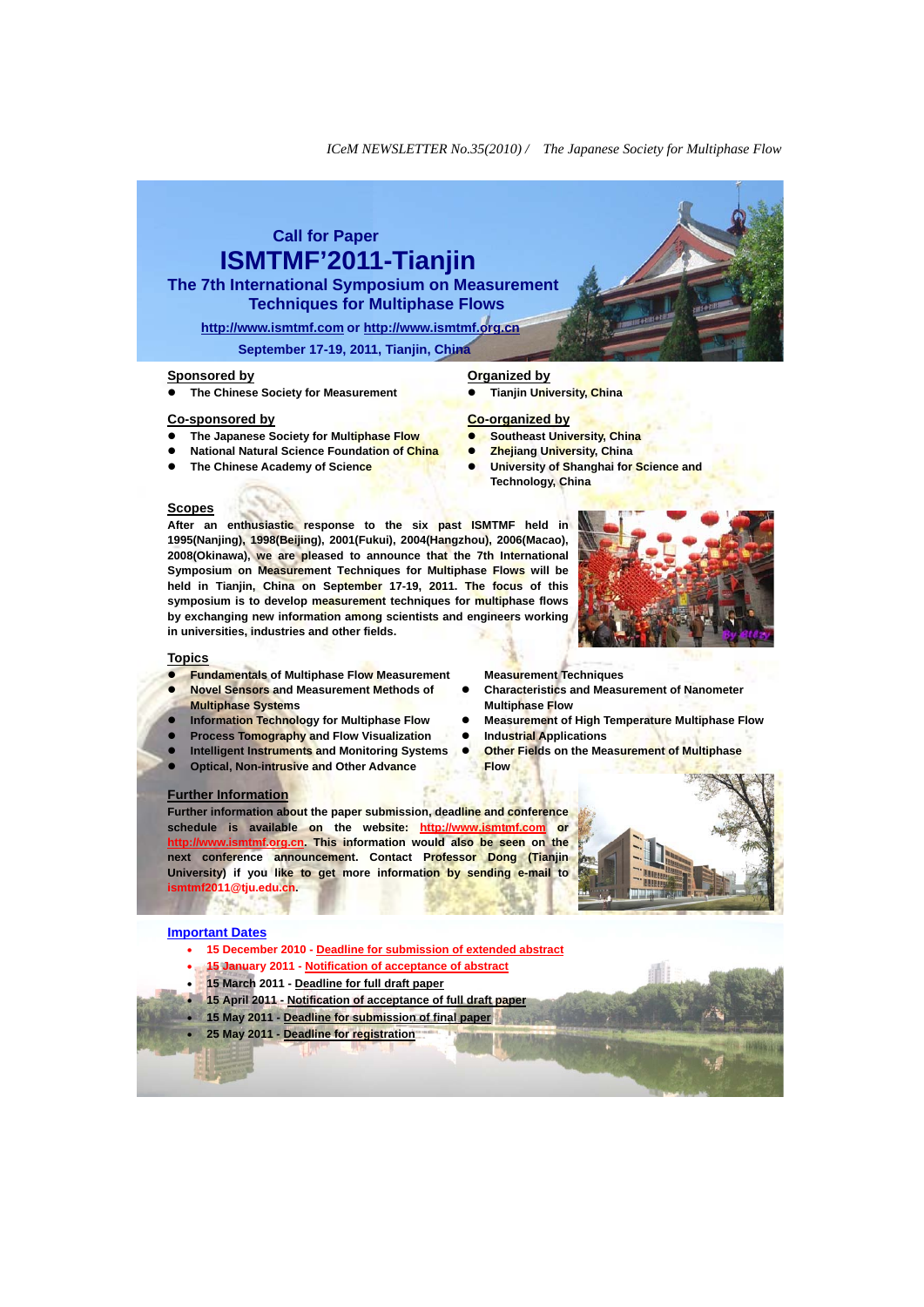# Call for Paper

# ISMTMF'2011-Tianjin

## The 7th International Symposium on Measurement Techniques for Multiphase Flows

http://www.ismtmf.com or http://www.ismtmf.org.cn

**September 17-19, 2011, Tianjin, China**

### Sponsored by

- The Chinese Society for Measurement

### Co-sponsored by

- The Japanese Society for Multiphase Flow
- National Natural Science Foundation of China
- The Chinese Academy of Science

### Organized by

- Tianjin University, China

### Co-organized by

- Southeast University, China
- Zhejiang University, China
- University of Shanghai for Science and Technology, China

### Scopes

After an enthusiastic response to the six past ISMTMF held in 1995(Nanjing), 1998(Beijing), 2001(Fukui), 2004(Hangzhou), 2006(Macao), 2008(Okinawa), we are pleased to announce that the 7th International Symposium on Measurement Techniques for Multiphase Flows will be held in Tianjin, China on September 17-19, 2011. The focus of this symposium is to develop measurement techniques for multiphase flows by exchanging new information among scientists and engineers working in universities, industries and other fields.

### Topics

- Fundamentals of Multiphase Flow Measurement
- Novel Sensors and Measurement Methods of Multiphase Systems
- Information Technology for Multiphase Flow
- Process Tomography and Flow Visualization
- Intelligent Instruments and Monitoring Systems
- Optical, Non-intrusive and Other Advance Measurement Techniques
- Characteristics and Measurement of Nanometer Multiphase Flow
- Measurement of High Temperature Multiphase Flow
- Industrial Applications
- Other Fields on the Measurement of Multiphase Flow

### Further Information

Further information about the paper submission, deadline and conference schedule is available on the website: http://www.ismtmf.com or http://www.ismtmf.org.cn. This information would also be seen on the next conference announcement. Contact Professor Dong (Tianjin University) if you like to get more information by sending e-mail to ismtmf2011@tju.edu.cn.

### Important Dates

- 15 December 2010 - Deadline for submission of extended abstract
- 15 January 2011 - Notification of acceptance of abstract
- 15 March 2011 - Deadline for full draft paper
- 15 April 2011 - Notification of acceptance of full draft paper
- 15 May 2011 - Deadline for submission of final paper
- 25 May 2011 - Deadline for registration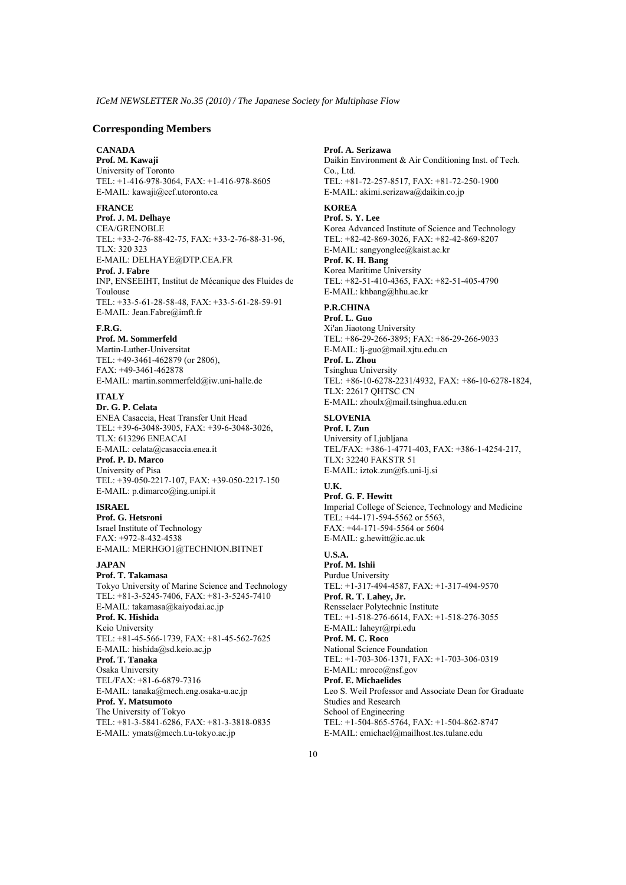## Corresponding Members

**CANADA**

**Prof. M. Kawaji**
University of Toronto
TEL: +1-416-978-3064, FAX: +1-416-978-8605
E-MAIL: kawaji@ecf.utoronto.ca

**FRANCE**

**Prof. J. M. Delhaye**
CEA/GRENOBLE
TEL: +33-2-76-88-42-75, FAX: +33-2-76-88-31-96,
TLX: 320 323
E-MAIL: DELHAYE@DTP.CEA.FR

**Prof. J. Fabre**
INP, ENSEEIHT, Institut de Mécanique des Fluides de Toulouse
TEL: +33-5-61-28-58-48, FAX: +33-5-61-28-59-91
E-MAIL: Jean.Fabre@imft.fr

**F.R.G.**

**Prof. M. Sommerfeld**
Martin-Luther-Universitat
TEL: +49-3461-462879 (or 2806),
FAX: +49-3461-462878
E-MAIL: martin.sommerfeld@iw.uni-halle.de

**ITALY**

**Dr. G. P. Celata**
ENEA Casaccia, Heat Transfer Unit Head
TEL: +39-6-3048-3905, FAX: +39-6-3048-3026,
TLX: 613296 ENEACAI
E-MAIL: celata@casaccia.enea.it

**Prof. P. D. Marco**
University of Pisa
TEL: +39-050-2217-107, FAX: +39-050-2217-150
E-MAIL: p.dimarco@ing.unipi.it

**ISRAEL**

**Prof. G. Hetsroni**
Israel Institute of Technology
FAX: +972-8-432-4538
E-MAIL: MERHGO1@TECHNION.BITNET

**JAPAN**

**Prof. T. Takamasa**
Tokyo University of Marine Science and Technology
TEL: +81-3-5245-7406, FAX: +81-3-5245-7410
E-MAIL: takamasa@kaiyodai.ac.jp

**Prof. K. Hishida**
Keio University
TEL: +81-45-566-1739, FAX: +81-45-562-7625
E-MAIL: hishida@sd.keio.ac.jp

**Prof. T. Tanaka**
Osaka University
TEL/FAX: +81-6-6879-7316
E-MAIL: tanaka@mech.eng.osaka-u.ac.jp

**Prof. Y. Matsumoto**
The University of Tokyo
TEL: +81-3-5841-6286, FAX: +81-3-3818-0835
E-MAIL: ymats@mech.t.u-tokyo.ac.jp

**Prof. A. Serizawa**
Daikin Environment & Air Conditioning Inst. of Tech. Co., Ltd.
TEL: +81-72-257-8517, FAX: +81-72-250-1900
E-MAIL: akimi.serizawa@daikin.co.jp

**KOREA**

**Prof. S. Y. Lee**
Korea Advanced Institute of Science and Technology
TEL: +82-42-869-3026, FAX: +82-42-869-8207
E-MAIL: sangyonglee@kaist.ac.kr

**Prof. K. H. Bang**
Korea Maritime University
TEL: +82-51-410-4365, FAX: +82-51-405-4790
E-MAIL: khbang@hhu.ac.kr

**P.R.CHINA**

**Prof. L. Guo**
Xi'an Jiaotong University
TEL: +86-29-266-3895; FAX: +86-29-266-9033
E-MAIL: lj-guo@mail.xjtu.edu.cn

**Prof. L. Zhou**
Tsinghua University
TEL: +86-10-6278-2231/4932, FAX: +86-10-6278-1824,
TLX: 22617 QHTSC CN
E-MAIL: zhoulx@mail.tsinghua.edu.cn

**SLOVENIA**

**Prof. I. Zun**
University of Ljubljana
TEL/FAX: +386-1-4771-403, FAX: +386-1-4254-217,
TLX: 32240 FAKSTR 51
E-MAIL: iztok.zun@fs.uni-lj.si

**U.K.**

**Prof. G. F. Hewitt**
Imperial College of Science, Technology and Medicine
TEL: +44-171-594-5562 or 5563,
FAX: +44-171-594-5564 or 5604
E-MAIL: g.hewitt@ic.ac.uk

**U.S.A.**

**Prof. M. Ishii**
Purdue University
TEL: +1-317-494-4587, FAX: +1-317-494-9570

**Prof. R. T. Lahey, Jr.**
Rensselaer Polytechnic Institute
TEL: +1-518-276-6614, FAX: +1-518-276-3055
E-MAIL: laheyr@rpi.edu

**Prof. M. C. Roco**
National Science Foundation
TEL: +1-703-306-1371, FAX: +1-703-306-0319
E-MAIL: mroco@nsf.gov

**Prof. E. Michaelides**
Leo S. Weil Professor and Associate Dean for Graduate Studies and Research
School of Engineering
TEL: +1-504-865-5764, FAX: +1-504-862-8747
E-MAIL: emichael@mailhost.tcs.tulane.edu